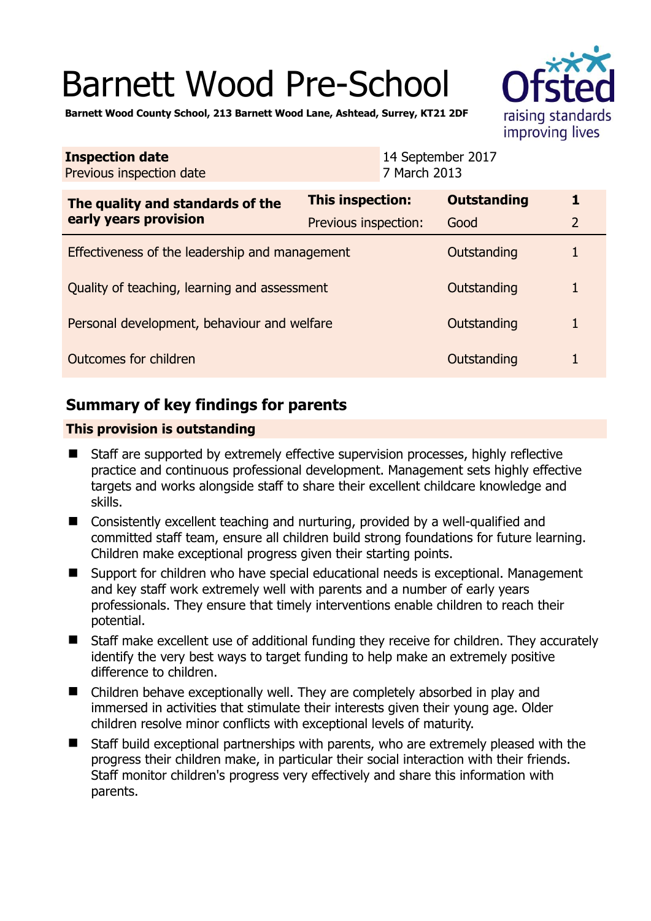# Barnett Wood Pre-School

**Barnett Wood County School, 213 Barnett Wood Lane, Ashtead, Surrey, KT21 2DF**

| **Inspection date** | 14 September 2017 |
|---|---|
| Previous inspection date | 7 March 2013 |

| **The quality and standards of the early years provision** | **This inspection:** | **Outstanding** | **1** |
|---|---|---|---|
| | Previous inspection: | Good | 2 |
| Effectiveness of the leadership and management | | Outstanding | 1 |
| Quality of teaching, learning and assessment | | Outstanding | 1 |
| Personal development, behaviour and welfare | | Outstanding | 1 |
| Outcomes for children | | Outstanding | 1 |

## Summary of key findings for parents

**This provision is outstanding**

- Staff are supported by extremely effective supervision processes, highly reflective practice and continuous professional development. Management sets highly effective targets and works alongside staff to share their excellent childcare knowledge and skills.
- Consistently excellent teaching and nurturing, provided by a well-qualified and committed staff team, ensure all children build strong foundations for future learning. Children make exceptional progress given their starting points.
- Support for children who have special educational needs is exceptional. Management and key staff work extremely well with parents and a number of early years professionals. They ensure that timely interventions enable children to reach their potential.
- Staff make excellent use of additional funding they receive for children. They accurately identify the very best ways to target funding to help make an extremely positive difference to children.
- Children behave exceptionally well. They are completely absorbed in play and immersed in activities that stimulate their interests given their young age. Older children resolve minor conflicts with exceptional levels of maturity.
- Staff build exceptional partnerships with parents, who are extremely pleased with the progress their children make, in particular their social interaction with their friends. Staff monitor children's progress very effectively and share this information with parents.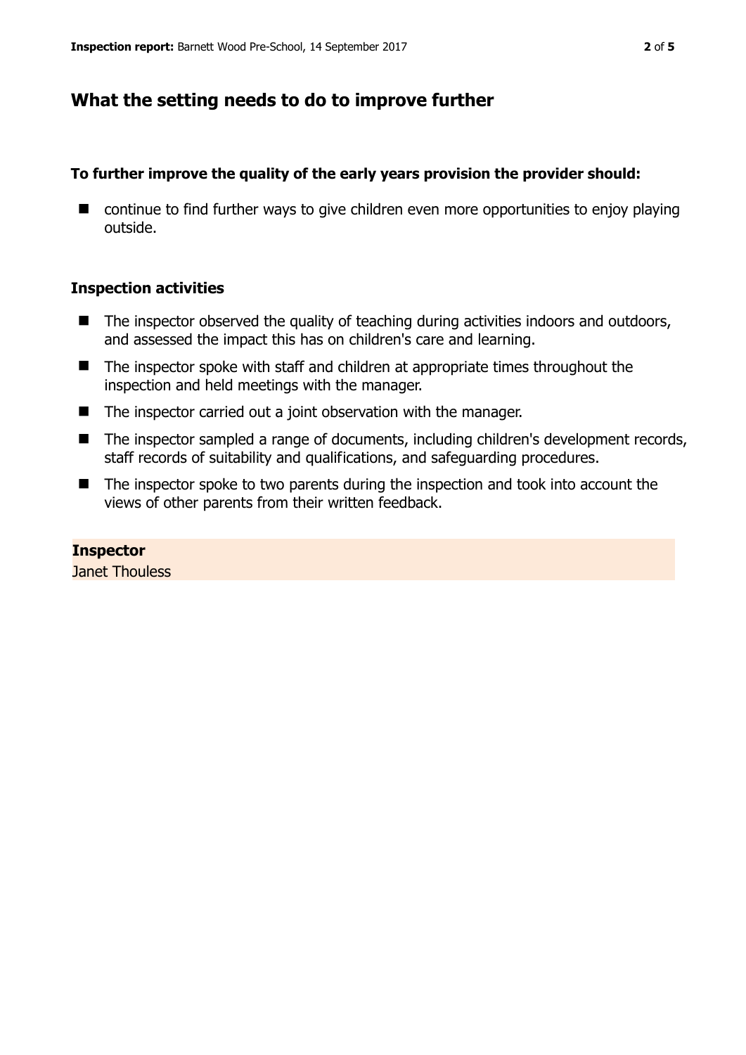## What the setting needs to do to improve further

**To further improve the quality of the early years provision the provider should:**

- continue to find further ways to give children even more opportunities to enjoy playing outside.

### Inspection activities

- The inspector observed the quality of teaching during activities indoors and outdoors, and assessed the impact this has on children's care and learning.
- The inspector spoke with staff and children at appropriate times throughout the inspection and held meetings with the manager.
- The inspector carried out a joint observation with the manager.
- The inspector sampled a range of documents, including children's development records, staff records of suitability and qualifications, and safeguarding procedures.
- The inspector spoke to two parents during the inspection and took into account the views of other parents from their written feedback.

**Inspector**
Janet Thouless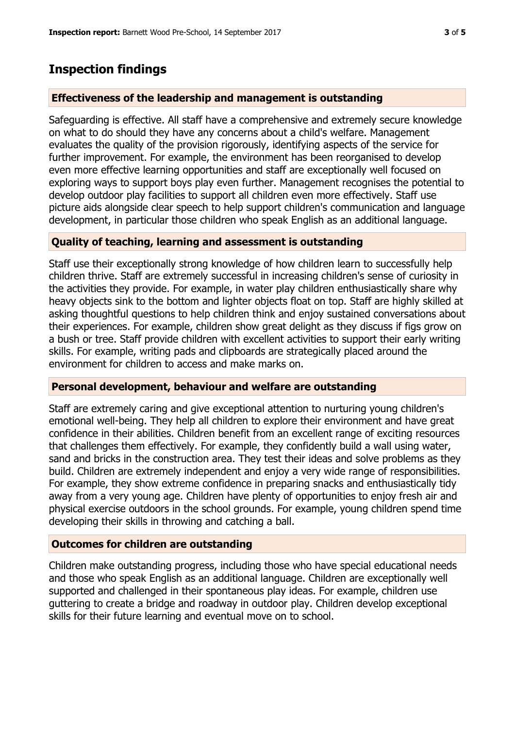## Inspection findings

### Effectiveness of the leadership and management is outstanding

Safeguarding is effective. All staff have a comprehensive and extremely secure knowledge on what to do should they have any concerns about a child's welfare. Management evaluates the quality of the provision rigorously, identifying aspects of the service for further improvement. For example, the environment has been reorganised to develop even more effective learning opportunities and staff are exceptionally well focused on exploring ways to support boys play even further. Management recognises the potential to develop outdoor play facilities to support all children even more effectively. Staff use picture aids alongside clear speech to help support children's communication and language development, in particular those children who speak English as an additional language.

### Quality of teaching, learning and assessment is outstanding

Staff use their exceptionally strong knowledge of how children learn to successfully help children thrive. Staff are extremely successful in increasing children's sense of curiosity in the activities they provide. For example, in water play children enthusiastically share why heavy objects sink to the bottom and lighter objects float on top. Staff are highly skilled at asking thoughtful questions to help children think and enjoy sustained conversations about their experiences. For example, children show great delight as they discuss if figs grow on a bush or tree. Staff provide children with excellent activities to support their early writing skills. For example, writing pads and clipboards are strategically placed around the environment for children to access and make marks on.

### Personal development, behaviour and welfare are outstanding

Staff are extremely caring and give exceptional attention to nurturing young children's emotional well-being. They help all children to explore their environment and have great confidence in their abilities. Children benefit from an excellent range of exciting resources that challenges them effectively. For example, they confidently build a wall using water, sand and bricks in the construction area. They test their ideas and solve problems as they build. Children are extremely independent and enjoy a very wide range of responsibilities. For example, they show extreme confidence in preparing snacks and enthusiastically tidy away from a very young age. Children have plenty of opportunities to enjoy fresh air and physical exercise outdoors in the school grounds. For example, young children spend time developing their skills in throwing and catching a ball.

### Outcomes for children are outstanding

Children make outstanding progress, including those who have special educational needs and those who speak English as an additional language. Children are exceptionally well supported and challenged in their spontaneous play ideas. For example, children use guttering to create a bridge and roadway in outdoor play. Children develop exceptional skills for their future learning and eventual move on to school.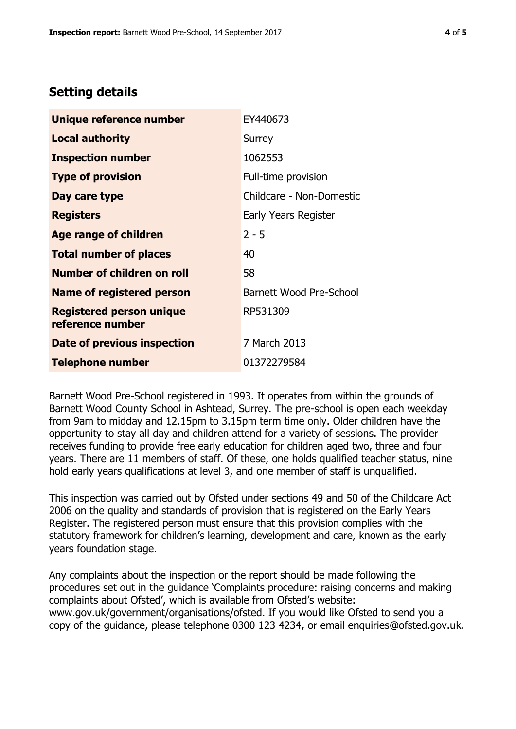## Setting details

| | |
|---|---|
| **Unique reference number** | EY440673 |
| **Local authority** | Surrey |
| **Inspection number** | 1062553 |
| **Type of provision** | Full-time provision |
| **Day care type** | Childcare - Non-Domestic |
| **Registers** | Early Years Register |
| **Age range of children** | 2 - 5 |
| **Total number of places** | 40 |
| **Number of children on roll** | 58 |
| **Name of registered person** | Barnett Wood Pre-School |
| **Registered person unique reference number** | RP531309 |
| **Date of previous inspection** | 7 March 2013 |
| **Telephone number** | 01372279584 |

Barnett Wood Pre-School registered in 1993. It operates from within the grounds of Barnett Wood County School in Ashtead, Surrey. The pre-school is open each weekday from 9am to midday and 12.15pm to 3.15pm term time only. Older children have the opportunity to stay all day and children attend for a variety of sessions. The provider receives funding to provide free early education for children aged two, three and four years. There are 11 members of staff. Of these, one holds qualified teacher status, nine hold early years qualifications at level 3, and one member of staff is unqualified.

This inspection was carried out by Ofsted under sections 49 and 50 of the Childcare Act 2006 on the quality and standards of provision that is registered on the Early Years Register. The registered person must ensure that this provision complies with the statutory framework for children's learning, development and care, known as the early years foundation stage.

Any complaints about the inspection or the report should be made following the procedures set out in the guidance 'Complaints procedure: raising concerns and making complaints about Ofsted', which is available from Ofsted's website: www.gov.uk/government/organisations/ofsted. If you would like Ofsted to send you a copy of the guidance, please telephone 0300 123 4234, or email enquiries@ofsted.gov.uk.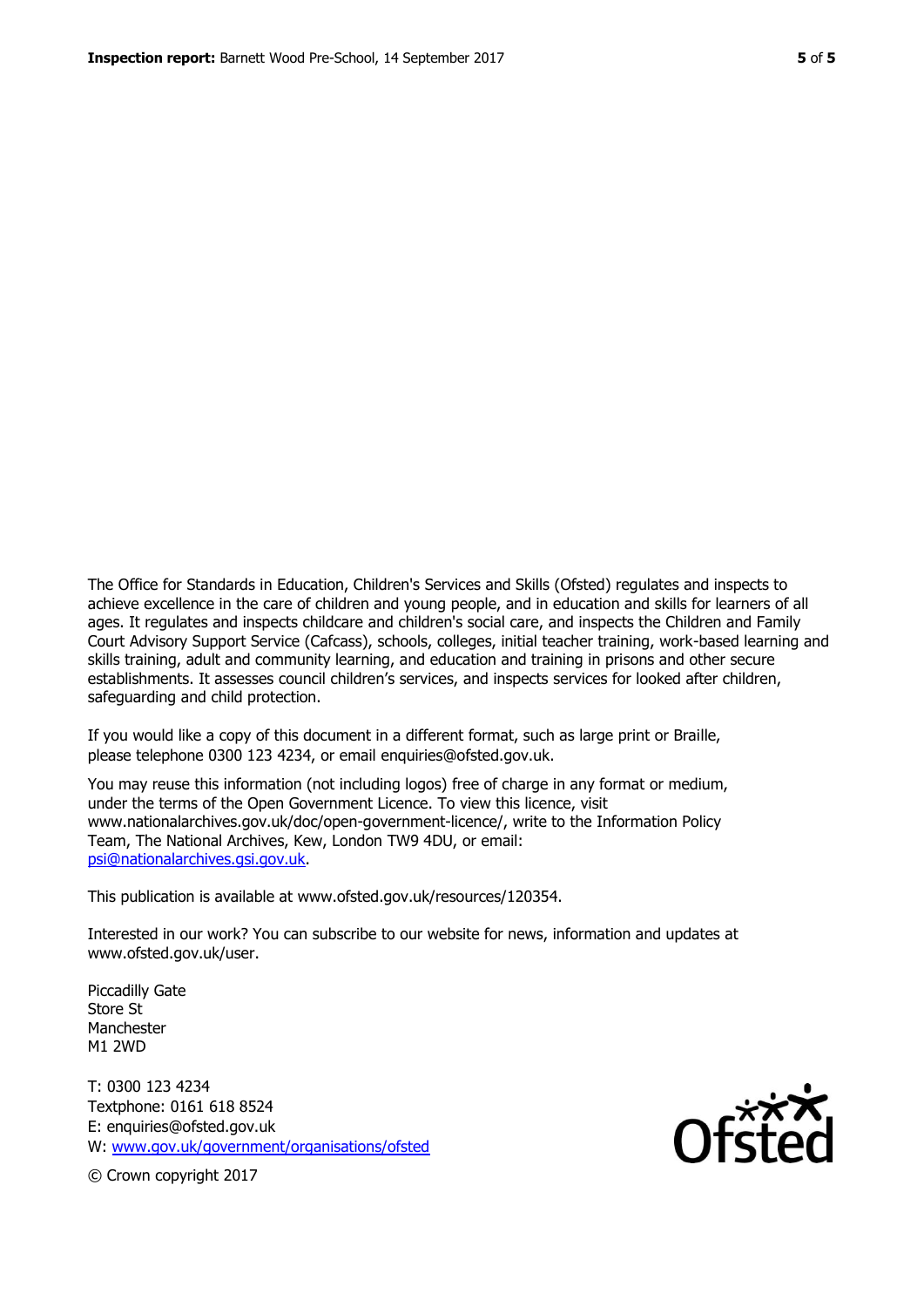The Office for Standards in Education, Children's Services and Skills (Ofsted) regulates and inspects to achieve excellence in the care of children and young people, and in education and skills for learners of all ages. It regulates and inspects childcare and children's social care, and inspects the Children and Family Court Advisory Support Service (Cafcass), schools, colleges, initial teacher training, work-based learning and skills training, adult and community learning, and education and training in prisons and other secure establishments. It assesses council children's services, and inspects services for looked after children, safeguarding and child protection.

If you would like a copy of this document in a different format, such as large print or Braille, please telephone 0300 123 4234, or email enquiries@ofsted.gov.uk.

You may reuse this information (not including logos) free of charge in any format or medium, under the terms of the Open Government Licence. To view this licence, visit www.nationalarchives.gov.uk/doc/open-government-licence/, write to the Information Policy Team, The National Archives, Kew, London TW9 4DU, or email: psi@nationalarchives.gsi.gov.uk.

This publication is available at www.ofsted.gov.uk/resources/120354.

Interested in our work? You can subscribe to our website for news, information and updates at www.ofsted.gov.uk/user.

Piccadilly Gate
Store St
Manchester
M1 2WD

T: 0300 123 4234
Textphone: 0161 618 8524
E: enquiries@ofsted.gov.uk
W: www.gov.uk/government/organisations/ofsted

© Crown copyright 2017